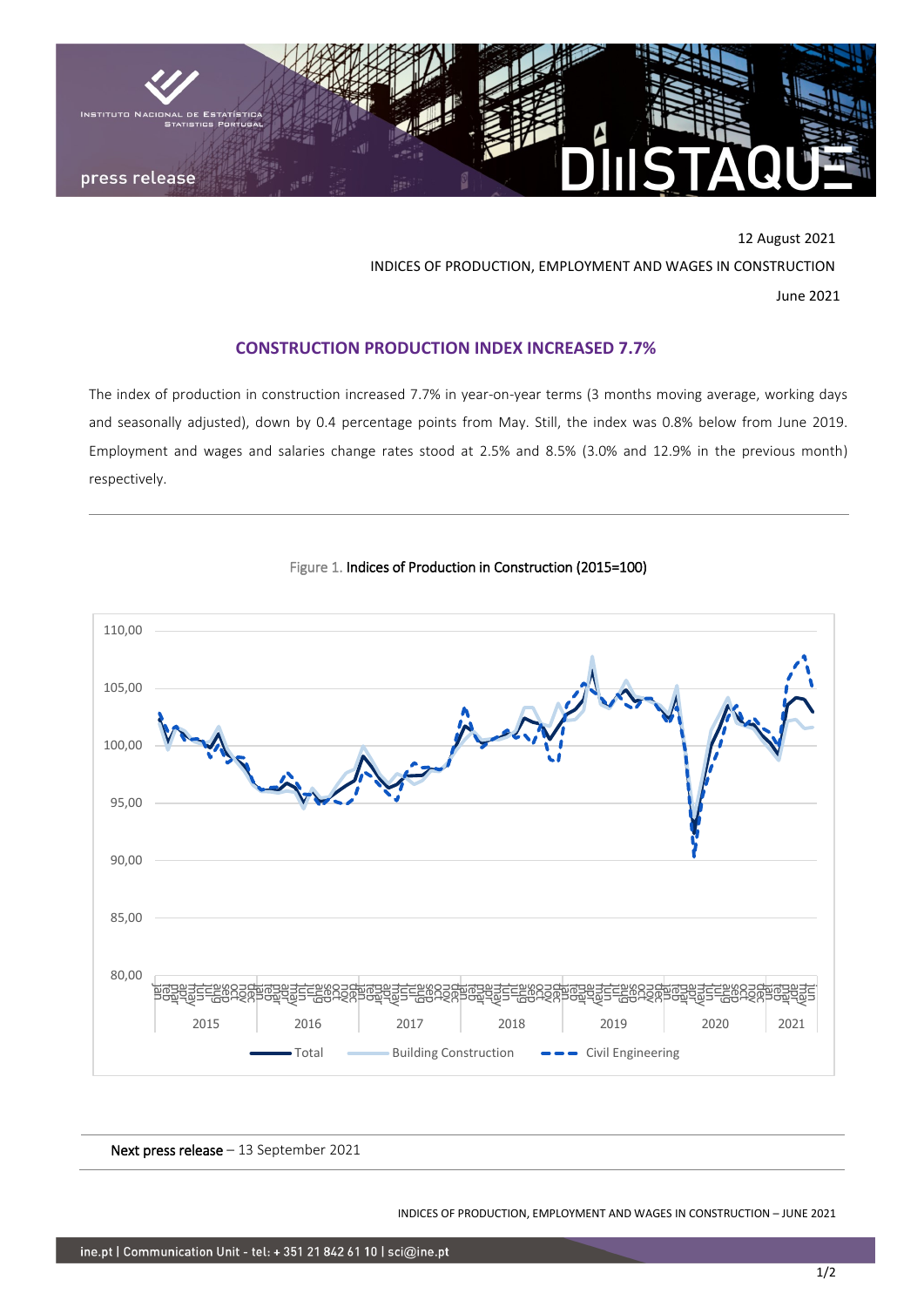12 August 2021

INDICES OF PRODUCTION, EMPLOYMENT AND WAGES IN CONSTRUCTION

June 2021

## CONSTRUCTION PRODUCTION INDEX INCREASED 7.7%

The index of production in construction increased 7.7% in year-on-year terms (3 months moving average, working days and seasonally adjusted), down by 0.4 percentage points from May. Still, the index was 0.8% below from June 2019. Employment and wages and salaries change rates stood at 2.5% and 8.5% (3.0% and 12.9% in the previous month) respectively.

Figure 1. Indices of Production in Construction (2015=100)

**Next press release** – 13 September 2021